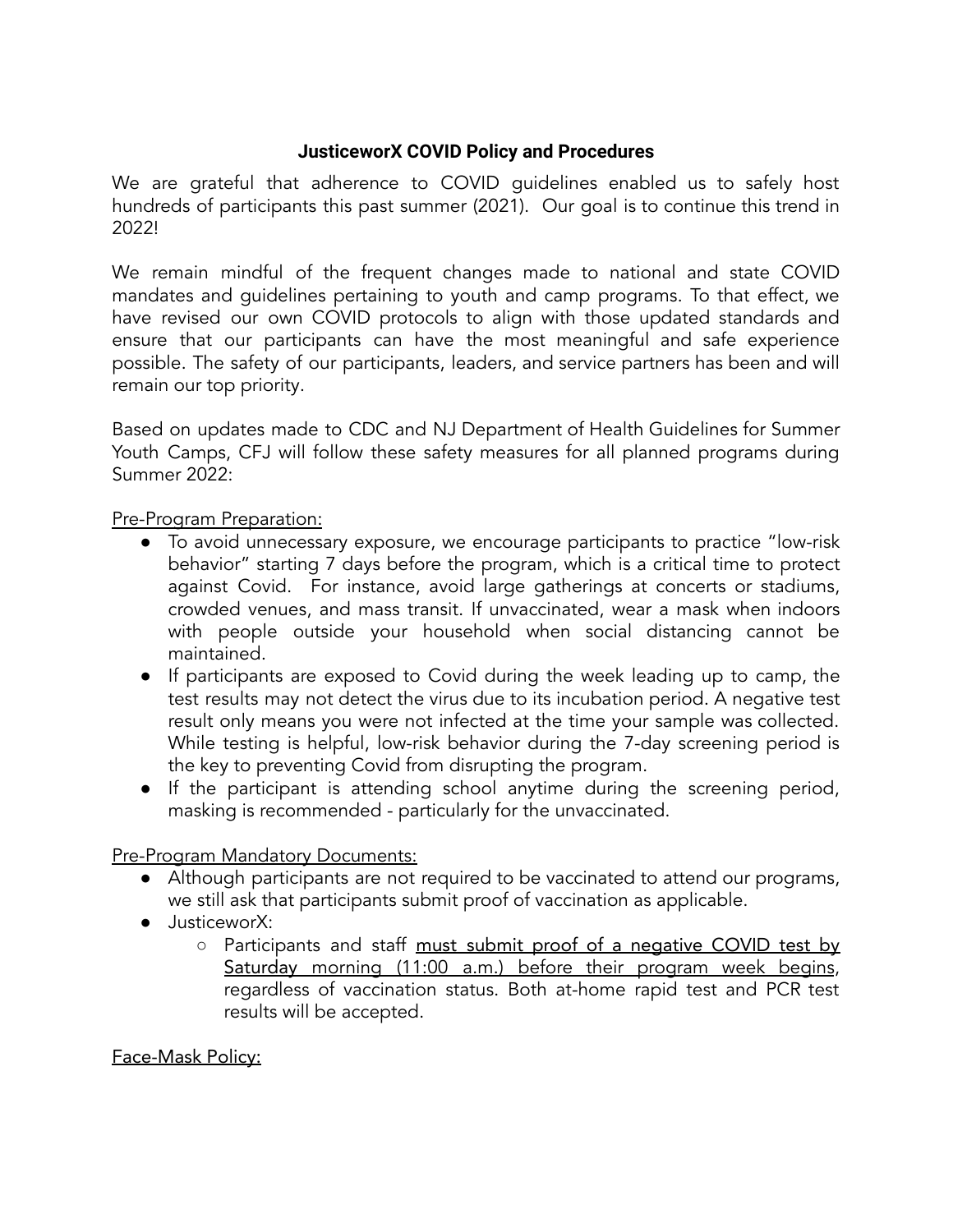# JusticeworX COVID Policy and Procedures

We are grateful that adherence to COVID guidelines enabled us to safely host hundreds of participants this past summer (2021). Our goal is to continue this trend in 2022!

We remain mindful of the frequent changes made to national and state COVID mandates and guidelines pertaining to youth and camp programs. To that effect, we have revised our own COVID protocols to align with those updated standards and ensure that our participants can have the most meaningful and safe experience possible. The safety of our participants, leaders, and service partners has been and will remain our top priority.

Based on updates made to CDC and NJ Department of Health Guidelines for Summer Youth Camps, CFJ will follow these safety measures for all planned programs during Summer 2022:

<u>Pre-Program Preparation:</u>

- To avoid unnecessary exposure, we encourage participants to practice "low-risk behavior" starting 7 days before the program, which is a critical time to protect against Covid. For instance, avoid large gatherings at concerts or stadiums, crowded venues, and mass transit. If unvaccinated, wear a mask when indoors with people outside your household when social distancing cannot be maintained.
- If participants are exposed to Covid during the week leading up to camp, the test results may not detect the virus due to its incubation period. A negative test result only means you were not infected at the time your sample was collected. While testing is helpful, low-risk behavior during the 7-day screening period is the key to preventing Covid from disrupting the program.
- If the participant is attending school anytime during the screening period, masking is recommended - particularly for the unvaccinated.

<u>Pre-Program Mandatory Documents:</u>

- Although participants are not required to be vaccinated to attend our programs, we still ask that participants submit proof of vaccination as applicable.
- JusticeworX:
  - Participants and staff <u>must submit proof of a negative COVID test by Saturday morning (11:00 a.m.) before their program week begins</u>, regardless of vaccination status. Both at-home rapid test and PCR test results will be accepted.

<u>Face-Mask Policy:</u>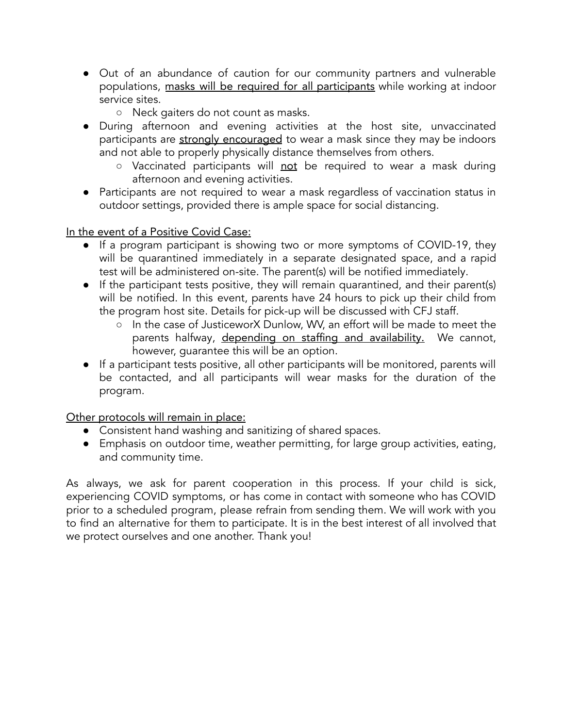- Out of an abundance of caution for our community partners and vulnerable populations, masks will be required for all participants while working at indoor service sites.
    - Neck gaiters do not count as masks.
- During afternoon and evening activities at the host site, unvaccinated participants are strongly encouraged to wear a mask since they may be indoors and not able to properly physically distance themselves from others.
    - Vaccinated participants will not be required to wear a mask during afternoon and evening activities.
- Participants are not required to wear a mask regardless of vaccination status in outdoor settings, provided there is ample space for social distancing.

In the event of a Positive Covid Case:

- If a program participant is showing two or more symptoms of COVID-19, they will be quarantined immediately in a separate designated space, and a rapid test will be administered on-site. The parent(s) will be notified immediately.
- If the participant tests positive, they will remain quarantined, and their parent(s) will be notified. In this event, parents have 24 hours to pick up their child from the program host site. Details for pick-up will be discussed with CFJ staff.
    - In the case of JusticeworX Dunlow, WV, an effort will be made to meet the parents halfway, depending on staffing and availability. We cannot, however, guarantee this will be an option.
- If a participant tests positive, all other participants will be monitored, parents will be contacted, and all participants will wear masks for the duration of the program.

Other protocols will remain in place:

- Consistent hand washing and sanitizing of shared spaces.
- Emphasis on outdoor time, weather permitting, for large group activities, eating, and community time.

As always, we ask for parent cooperation in this process. If your child is sick, experiencing COVID symptoms, or has come in contact with someone who has COVID prior to a scheduled program, please refrain from sending them. We will work with you to find an alternative for them to participate. It is in the best interest of all involved that we protect ourselves and one another. Thank you!